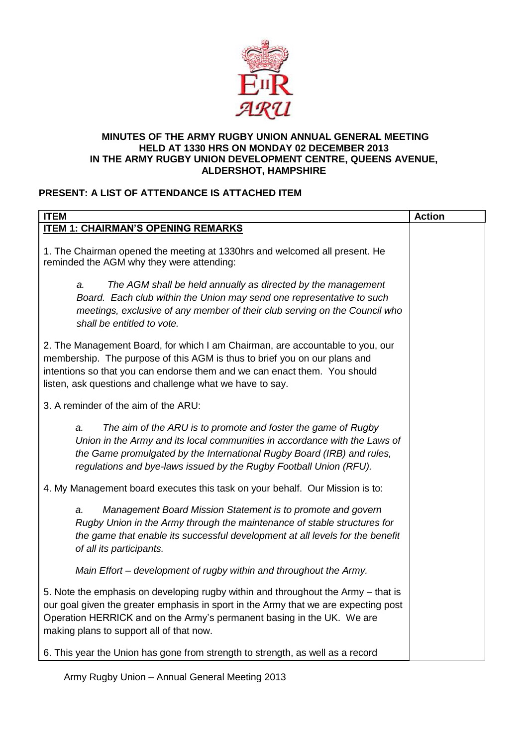**MINUTES OF THE ARMY RUGBY UNION ANNUAL GENERAL MEETING HELD AT 1330 HRS ON MONDAY 02 DECEMBER 2013 IN THE ARMY RUGBY UNION DEVELOPMENT CENTRE, QUEENS AVENUE, ALDERSHOT, HAMPSHIRE**

**PRESENT: A LIST OF ATTENDANCE IS ATTACHED ITEM**

| ITEM | Action |
|---|---|
| **ITEM 1: CHAIRMAN'S OPENING REMARKS** | |
| 1. The Chairman opened the meeting at 1330hrs and welcomed all present. He reminded the AGM why they were attending: | |
| a. *The AGM shall be held annually as directed by the management Board. Each club within the Union may send one representative to such meetings, exclusive of any member of their club serving on the Council who shall be entitled to vote.* | |
| 2. The Management Board, for which I am Chairman, are accountable to you, our membership. The purpose of this AGM is thus to brief you on our plans and intentions so that you can endorse them and we can enact them. You should listen, ask questions and challenge what we have to say. | |
| 3. A reminder of the aim of the ARU: | |
| a. *The aim of the ARU is to promote and foster the game of Rugby Union in the Army and its local communities in accordance with the Laws of the Game promulgated by the International Rugby Board (IRB) and rules, regulations and bye-laws issued by the Rugby Football Union (RFU).* | |
| 4. My Management board executes this task on your behalf. Our Mission is to: | |
| a. *Management Board Mission Statement is to promote and govern Rugby Union in the Army through the maintenance of stable structures for the game that enable its successful development at all levels for the benefit of all its participants.* | |
| *Main Effort – development of rugby within and throughout the Army.* | |
| 5. Note the emphasis on developing rugby within and throughout the Army – that is our goal given the greater emphasis in sport in the Army that we are expecting post Operation HERRICK and on the Army's permanent basing in the UK. We are making plans to support all of that now. | |
| 6. This year the Union has gone from strength to strength, as well as a record | |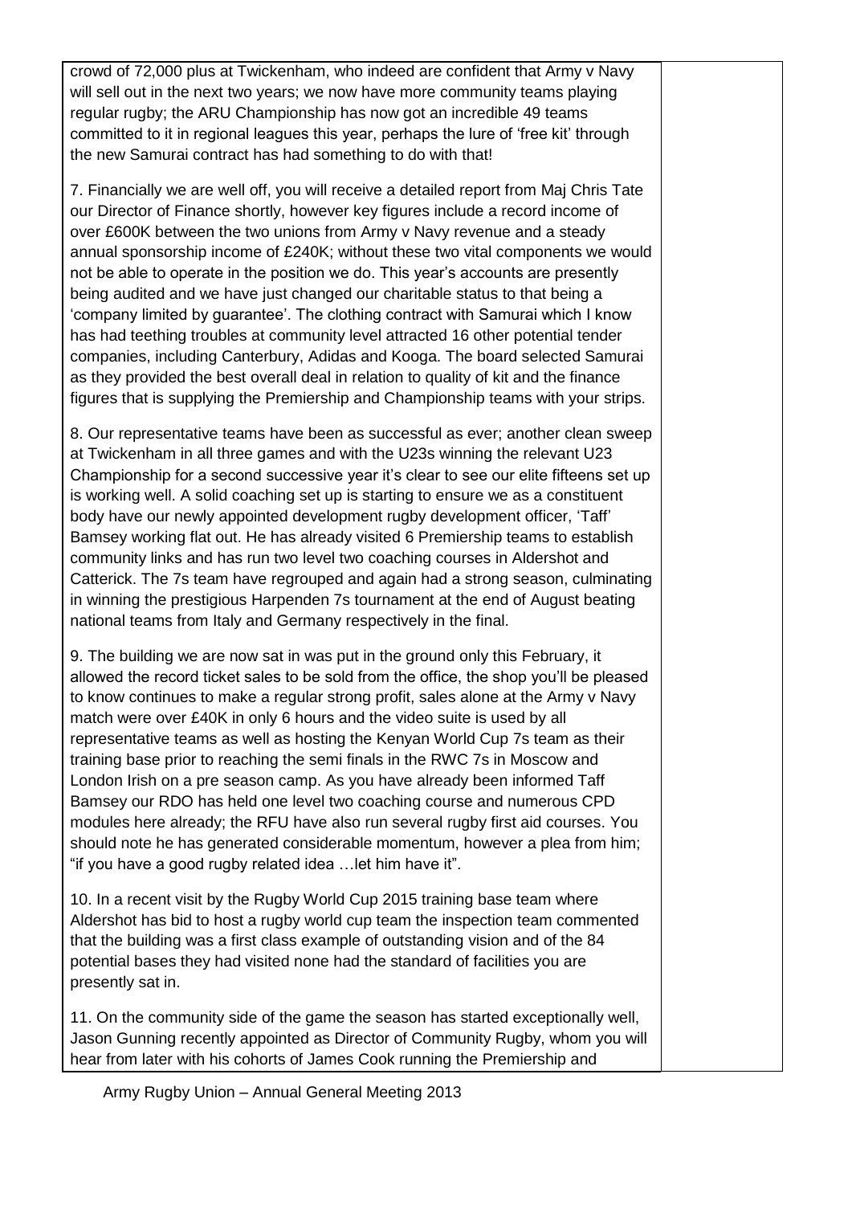crowd of 72,000 plus at Twickenham, who indeed are confident that Army v Navy will sell out in the next two years; we now have more community teams playing regular rugby; the ARU Championship has now got an incredible 49 teams committed to it in regional leagues this year, perhaps the lure of 'free kit' through the new Samurai contract has had something to do with that!

7. Financially we are well off, you will receive a detailed report from Maj Chris Tate our Director of Finance shortly, however key figures include a record income of over £600K between the two unions from Army v Navy revenue and a steady annual sponsorship income of £240K; without these two vital components we would not be able to operate in the position we do. This year's accounts are presently being audited and we have just changed our charitable status to that being a 'company limited by guarantee'. The clothing contract with Samurai which I know has had teething troubles at community level attracted 16 other potential tender companies, including Canterbury, Adidas and Kooga. The board selected Samurai as they provided the best overall deal in relation to quality of kit and the finance figures that is supplying the Premiership and Championship teams with your strips.

8. Our representative teams have been as successful as ever; another clean sweep at Twickenham in all three games and with the U23s winning the relevant U23 Championship for a second successive year it's clear to see our elite fifteens set up is working well. A solid coaching set up is starting to ensure we as a constituent body have our newly appointed development rugby development officer, 'Taff' Bamsey working flat out. He has already visited 6 Premiership teams to establish community links and has run two level two coaching courses in Aldershot and Catterick. The 7s team have regrouped and again had a strong season, culminating in winning the prestigious Harpenden 7s tournament at the end of August beating national teams from Italy and Germany respectively in the final.

9. The building we are now sat in was put in the ground only this February, it allowed the record ticket sales to be sold from the office, the shop you'll be pleased to know continues to make a regular strong profit, sales alone at the Army v Navy match were over £40K in only 6 hours and the video suite is used by all representative teams as well as hosting the Kenyan World Cup 7s team as their training base prior to reaching the semi finals in the RWC 7s in Moscow and London Irish on a pre season camp. As you have already been informed Taff Bamsey our RDO has held one level two coaching course and numerous CPD modules here already; the RFU have also run several rugby first aid courses. You should note he has generated considerable momentum, however a plea from him; "if you have a good rugby related idea …let him have it".

10. In a recent visit by the Rugby World Cup 2015 training base team where Aldershot has bid to host a rugby world cup team the inspection team commented that the building was a first class example of outstanding vision and of the 84 potential bases they had visited none had the standard of facilities you are presently sat in.

11. On the community side of the game the season has started exceptionally well, Jason Gunning recently appointed as Director of Community Rugby, whom you will hear from later with his cohorts of James Cook running the Premiership and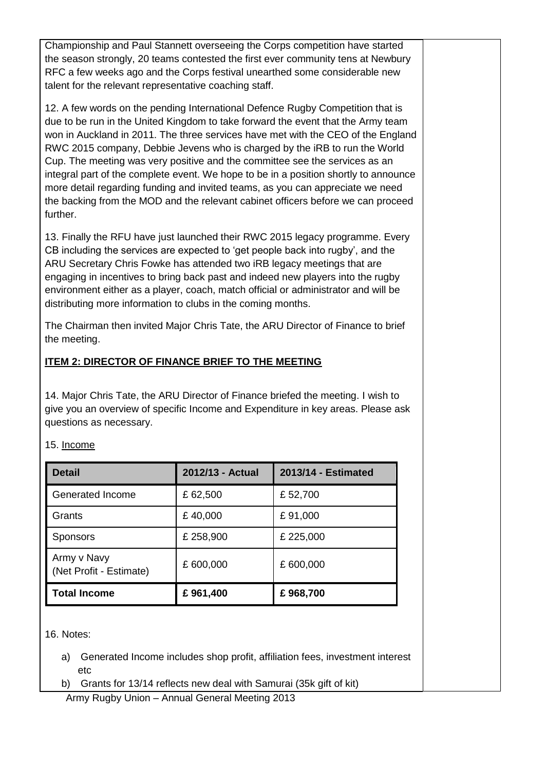Championship and Paul Stannett overseeing the Corps competition have started the season strongly, 20 teams contested the first ever community tens at Newbury RFC a few weeks ago and the Corps festival unearthed some considerable new talent for the relevant representative coaching staff.

12. A few words on the pending International Defence Rugby Competition that is due to be run in the United Kingdom to take forward the event that the Army team won in Auckland in 2011. The three services have met with the CEO of the England RWC 2015 company, Debbie Jevens who is charged by the iRB to run the World Cup. The meeting was very positive and the committee see the services as an integral part of the complete event. We hope to be in a position shortly to announce more detail regarding funding and invited teams, as you can appreciate we need the backing from the MOD and the relevant cabinet officers before we can proceed further.

13. Finally the RFU have just launched their RWC 2015 legacy programme. Every CB including the services are expected to 'get people back into rugby', and the ARU Secretary Chris Fowke has attended two iRB legacy meetings that are engaging in incentives to bring back past and indeed new players into the rugby environment either as a player, coach, match official or administrator and will be distributing more information to clubs in the coming months.

The Chairman then invited Major Chris Tate, the ARU Director of Finance to brief the meeting.

## ITEM 2: DIRECTOR OF FINANCE BRIEF TO THE MEETING

14. Major Chris Tate, the ARU Director of Finance briefed the meeting. I wish to give you an overview of specific Income and Expenditure in key areas. Please ask questions as necessary.

15. Income

| Detail | 2012/13 - Actual | 2013/14 - Estimated |
|---|---|---|
| Generated Income | £ 62,500 | £ 52,700 |
| Grants | £ 40,000 | £ 91,000 |
| Sponsors | £ 258,900 | £ 225,000 |
| Army v Navy (Net Profit - Estimate) | £ 600,000 | £ 600,000 |
| **Total Income** | **£ 961,400** | **£ 968,700** |

16. Notes:

a) Generated Income includes shop profit, affiliation fees, investment interest etc
b) Grants for 13/14 reflects new deal with Samurai (35k gift of kit)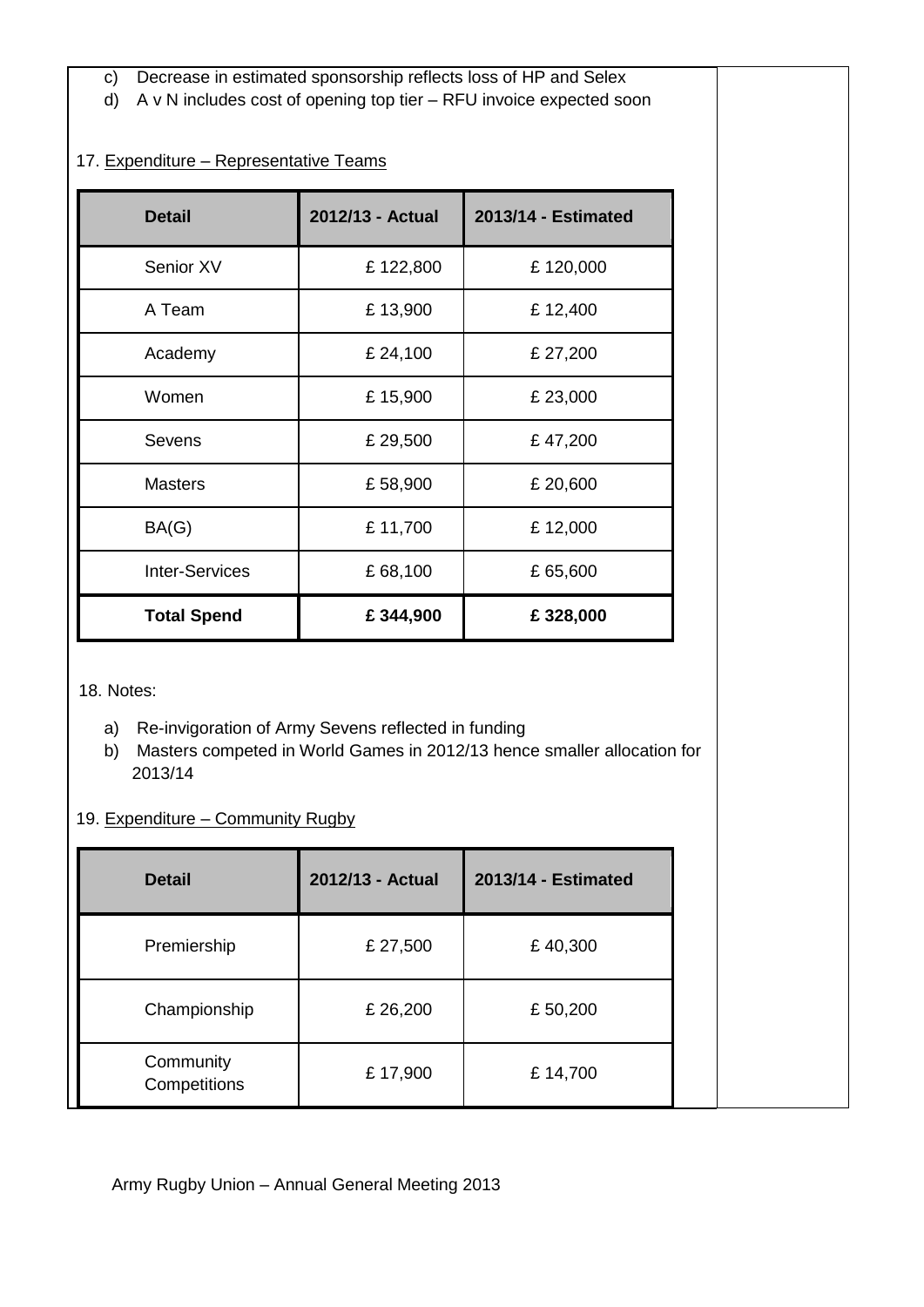c) Decrease in estimated sponsorship reflects loss of HP and Selex
d) A v N includes cost of opening top tier – RFU invoice expected soon

17. Expenditure – Representative Teams

| Detail | 2012/13 - Actual | 2013/14 - Estimated |
|---|---|---|
| Senior XV | £ 122,800 | £ 120,000 |
| A Team | £ 13,900 | £ 12,400 |
| Academy | £ 24,100 | £ 27,200 |
| Women | £ 15,900 | £ 23,000 |
| Sevens | £ 29,500 | £ 47,200 |
| Masters | £ 58,900 | £ 20,600 |
| BA(G) | £ 11,700 | £ 12,000 |
| Inter-Services | £ 68,100 | £ 65,600 |
| **Total Spend** | **£ 344,900** | **£ 328,000** |

18. Notes:

a) Re-invigoration of Army Sevens reflected in funding
b) Masters competed in World Games in 2012/13 hence smaller allocation for 2013/14

19. Expenditure – Community Rugby

| Detail | 2012/13 - Actual | 2013/14 - Estimated |
|---|---|---|
| Premiership | £ 27,500 | £ 40,300 |
| Championship | £ 26,200 | £ 50,200 |
| Community Competitions | £ 17,900 | £ 14,700 |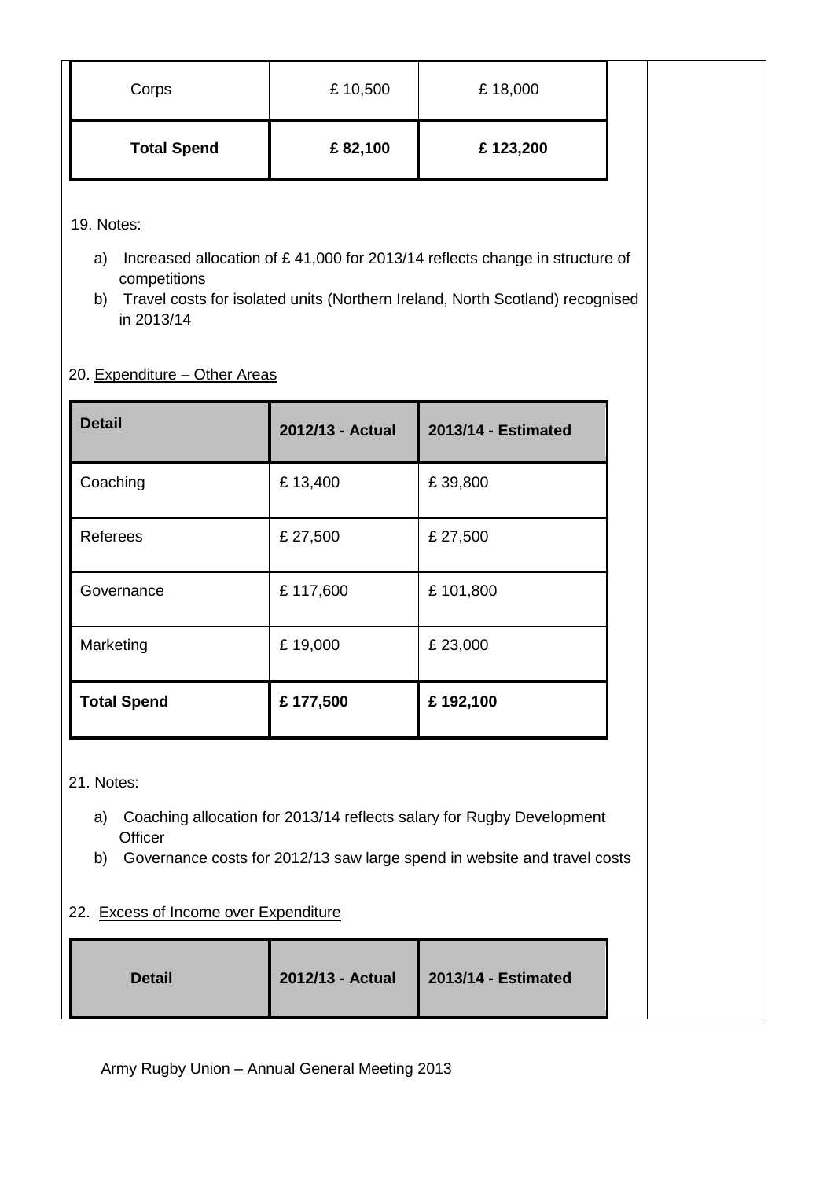| Corps | £ 10,500 | £ 18,000 |
|---|---|---|
| **Total Spend** | **£ 82,100** | **£ 123,200** |

19. Notes:

a) Increased allocation of £ 41,000 for 2013/14 reflects change in structure of competitions
b) Travel costs for isolated units (Northern Ireland, North Scotland) recognised in 2013/14

20. Expenditure – Other Areas

| **Detail** | **2012/13 - Actual** | **2013/14 - Estimated** |
|---|---|---|
| Coaching | £ 13,400 | £ 39,800 |
| Referees | £ 27,500 | £ 27,500 |
| Governance | £ 117,600 | £ 101,800 |
| Marketing | £ 19,000 | £ 23,000 |
| **Total Spend** | **£ 177,500** | **£ 192,100** |

21. Notes:

a) Coaching allocation for 2013/14 reflects salary for Rugby Development Officer
b) Governance costs for 2012/13 saw large spend in website and travel costs

22. Excess of Income over Expenditure

| **Detail** | **2012/13 - Actual** | **2013/14 - Estimated** |
|---|---|---|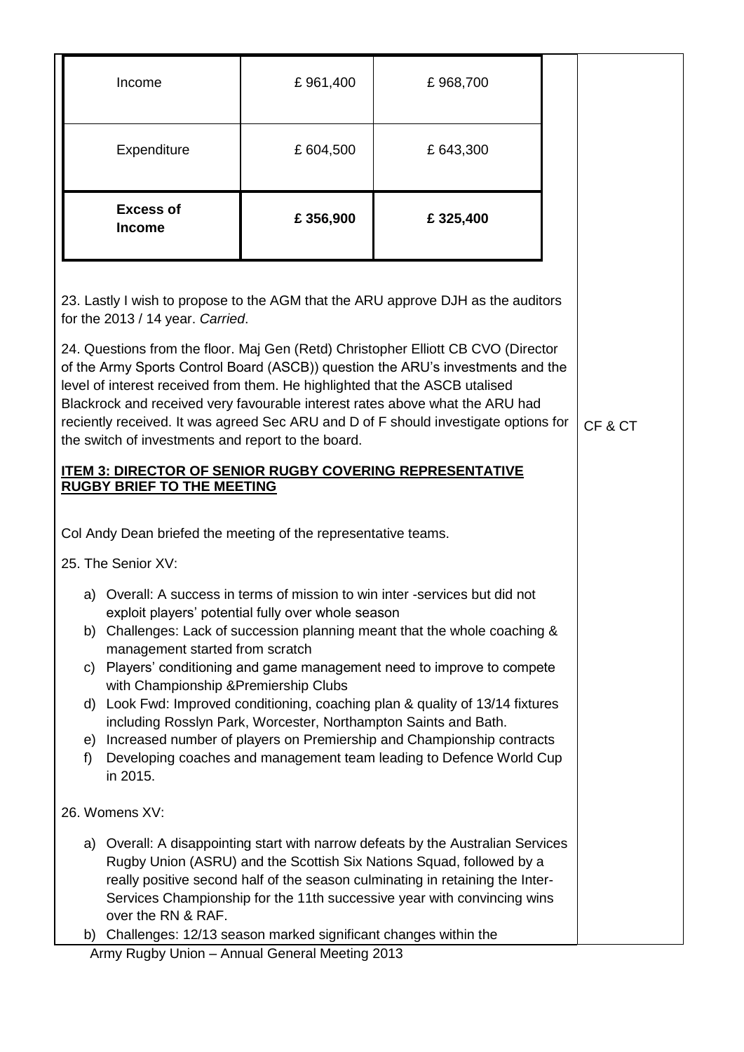| Income | £ 961,400 | £ 968,700 |
|---|---|---|
| Expenditure | £ 604,500 | £ 643,300 |
| **Excess of Income** | **£ 356,900** | **£ 325,400** |

23. Lastly I wish to propose to the AGM that the ARU approve DJH as the auditors for the 2013 / 14 year. *Carried*.

24. Questions from the floor. Maj Gen (Retd) Christopher Elliott CB CVO (Director of the Army Sports Control Board (ASCB)) question the ARU's investments and the level of interest received from them. He highlighted that the ASCB utalised Blackrock and received very favourable interest rates above what the ARU had reciently received. It was agreed Sec ARU and D of F should investigate options for the switch of investments and report to the board. — CF & CT

**ITEM 3: DIRECTOR OF SENIOR RUGBY COVERING REPRESENTATIVE RUGBY BRIEF TO THE MEETING**

Col Andy Dean briefed the meeting of the representative teams.

25. The Senior XV:

a) Overall: A success in terms of mission to win inter -services but did not exploit players' potential fully over whole season
b) Challenges: Lack of succession planning meant that the whole coaching & management started from scratch
c) Players' conditioning and game management need to improve to compete with Championship &Premiership Clubs
d) Look Fwd: Improved conditioning, coaching plan & quality of 13/14 fixtures including Rosslyn Park, Worcester, Northampton Saints and Bath.
e) Increased number of players on Premiership and Championship contracts
f) Developing coaches and management team leading to Defence World Cup in 2015.

26. Womens XV:

a) Overall: A disappointing start with narrow defeats by the Australian Services Rugby Union (ASRU) and the Scottish Six Nations Squad, followed by a really positive second half of the season culminating in retaining the Inter-Services Championship for the 11th successive year with convincing wins over the RN & RAF.
b) Challenges: 12/13 season marked significant changes within the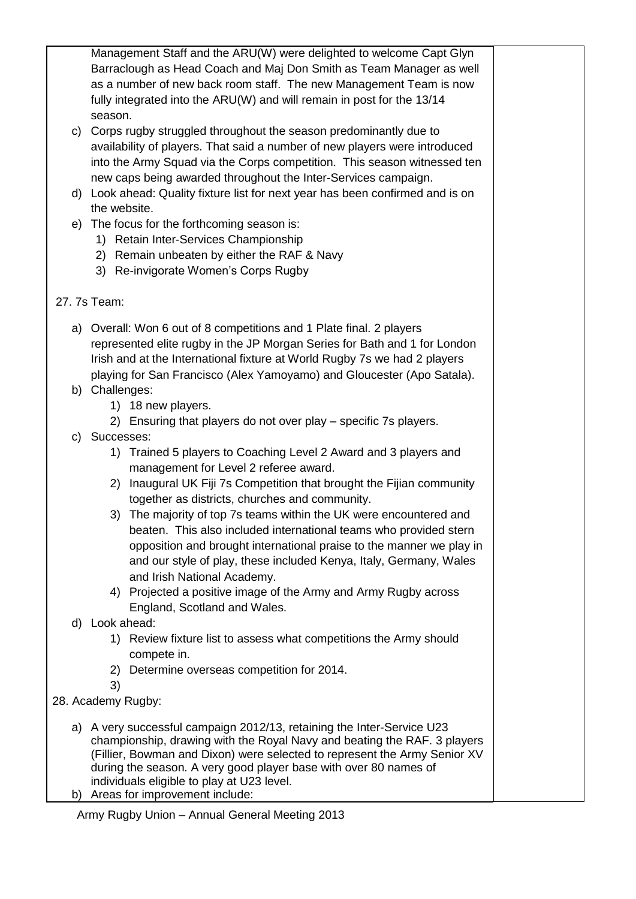Management Staff and the ARU(W) were delighted to welcome Capt Glyn Barraclough as Head Coach and Maj Don Smith as Team Manager as well as a number of new back room staff. The new Management Team is now fully integrated into the ARU(W) and will remain in post for the 13/14 season.

c) Corps rugby struggled throughout the season predominantly due to availability of players. That said a number of new players were introduced into the Army Squad via the Corps competition. This season witnessed ten new caps being awarded throughout the Inter-Services campaign.

d) Look ahead: Quality fixture list for next year has been confirmed and is on the website.

e) The focus for the forthcoming season is:
   1) Retain Inter-Services Championship
   2) Remain unbeaten by either the RAF & Navy
   3) Re-invigorate Women's Corps Rugby

27. 7s Team:

a) Overall: Won 6 out of 8 competitions and 1 Plate final. 2 players represented elite rugby in the JP Morgan Series for Bath and 1 for London Irish and at the International fixture at World Rugby 7s we had 2 players playing for San Francisco (Alex Yamoyamo) and Gloucester (Apo Satala).

b) Challenges:
   1) 18 new players.
   2) Ensuring that players do not over play – specific 7s players.

c) Successes:
   1) Trained 5 players to Coaching Level 2 Award and 3 players and management for Level 2 referee award.
   2) Inaugural UK Fiji 7s Competition that brought the Fijian community together as districts, churches and community.
   3) The majority of top 7s teams within the UK were encountered and beaten. This also included international teams who provided stern opposition and brought international praise to the manner we play in and our style of play, these included Kenya, Italy, Germany, Wales and Irish National Academy.
   4) Projected a positive image of the Army and Army Rugby across England, Scotland and Wales.

d) Look ahead:
   1) Review fixture list to assess what competitions the Army should compete in.
   2) Determine overseas competition for 2014.
   3)

28. Academy Rugby:

a) A very successful campaign 2012/13, retaining the Inter-Service U23 championship, drawing with the Royal Navy and beating the RAF. 3 players (Fillier, Bowman and Dixon) were selected to represent the Army Senior XV during the season. A very good player base with over 80 names of individuals eligible to play at U23 level.

b) Areas for improvement include: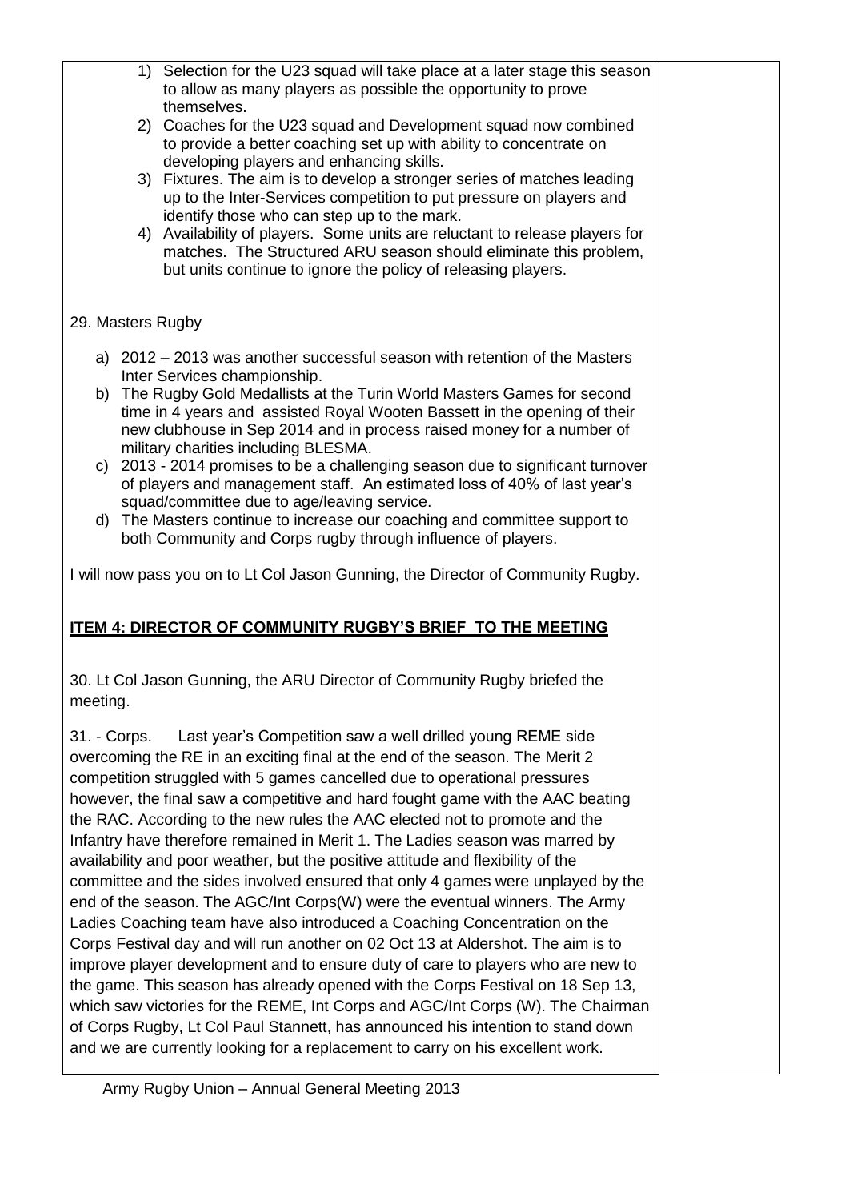1) Selection for the U23 squad will take place at a later stage this season to allow as many players as possible the opportunity to prove themselves.
2) Coaches for the U23 squad and Development squad now combined to provide a better coaching set up with ability to concentrate on developing players and enhancing skills.
3) Fixtures. The aim is to develop a stronger series of matches leading up to the Inter-Services competition to put pressure on players and identify those who can step up to the mark.
4) Availability of players. Some units are reluctant to release players for matches. The Structured ARU season should eliminate this problem, but units continue to ignore the policy of releasing players.

29. Masters Rugby

a) 2012 – 2013 was another successful season with retention of the Masters Inter Services championship.
b) The Rugby Gold Medallists at the Turin World Masters Games for second time in 4 years and assisted Royal Wooten Bassett in the opening of their new clubhouse in Sep 2014 and in process raised money for a number of military charities including BLESMA.
c) 2013 - 2014 promises to be a challenging season due to significant turnover of players and management staff. An estimated loss of 40% of last year's squad/committee due to age/leaving service.
d) The Masters continue to increase our coaching and committee support to both Community and Corps rugby through influence of players.

I will now pass you on to Lt Col Jason Gunning, the Director of Community Rugby.

## **ITEM 4: DIRECTOR OF COMMUNITY RUGBY'S BRIEF TO THE MEETING**

30. Lt Col Jason Gunning, the ARU Director of Community Rugby briefed the meeting.

31. - Corps. Last year's Competition saw a well drilled young REME side overcoming the RE in an exciting final at the end of the season. The Merit 2 competition struggled with 5 games cancelled due to operational pressures however, the final saw a competitive and hard fought game with the AAC beating the RAC. According to the new rules the AAC elected not to promote and the Infantry have therefore remained in Merit 1. The Ladies season was marred by availability and poor weather, but the positive attitude and flexibility of the committee and the sides involved ensured that only 4 games were unplayed by the end of the season. The AGC/Int Corps(W) were the eventual winners. The Army Ladies Coaching team have also introduced a Coaching Concentration on the Corps Festival day and will run another on 02 Oct 13 at Aldershot. The aim is to improve player development and to ensure duty of care to players who are new to the game. This season has already opened with the Corps Festival on 18 Sep 13, which saw victories for the REME, Int Corps and AGC/Int Corps (W). The Chairman of Corps Rugby, Lt Col Paul Stannett, has announced his intention to stand down and we are currently looking for a replacement to carry on his excellent work.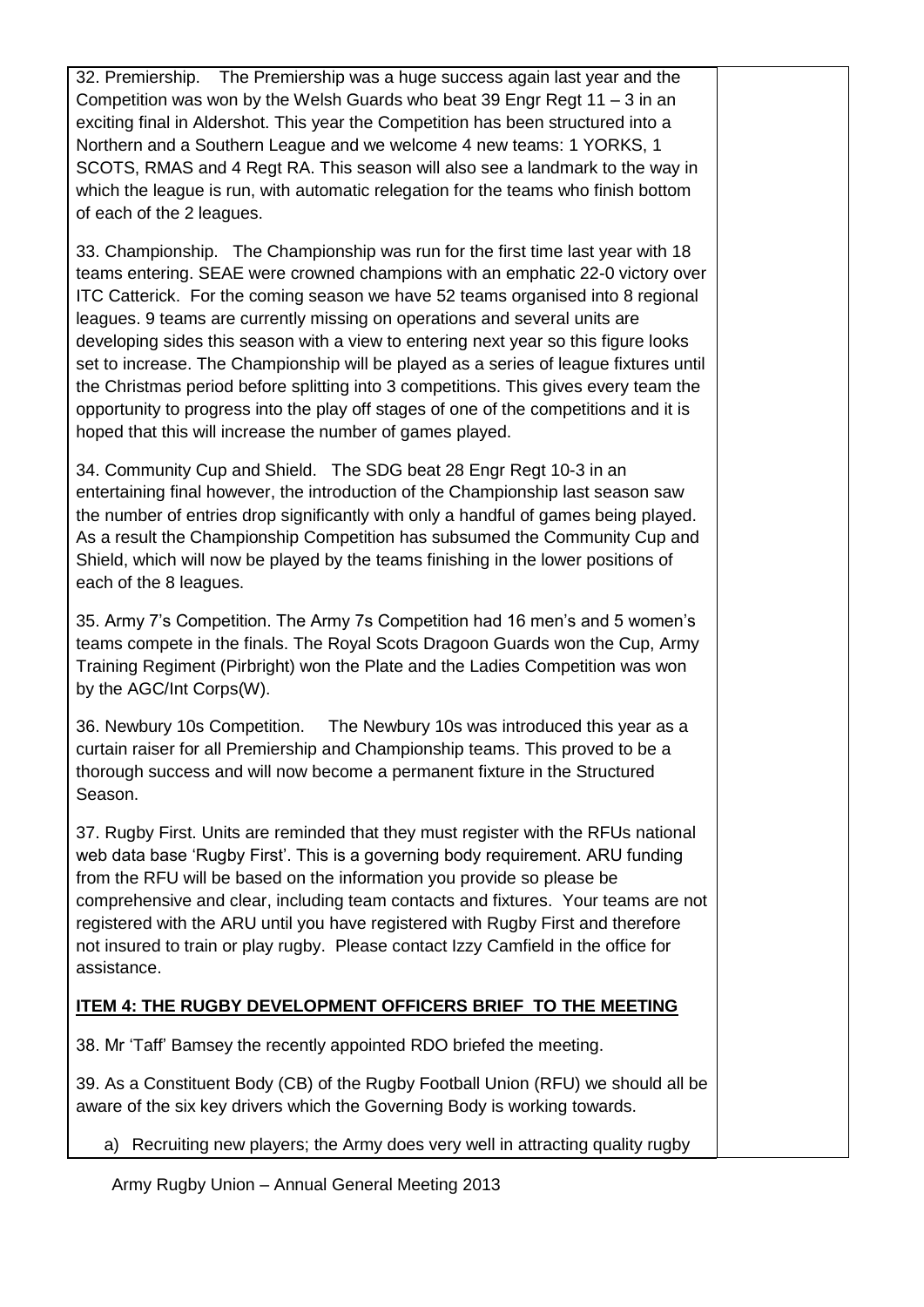32. Premiership. The Premiership was a huge success again last year and the Competition was won by the Welsh Guards who beat 39 Engr Regt 11 – 3 in an exciting final in Aldershot. This year the Competition has been structured into a Northern and a Southern League and we welcome 4 new teams: 1 YORKS, 1 SCOTS, RMAS and 4 Regt RA. This season will also see a landmark to the way in which the league is run, with automatic relegation for the teams who finish bottom of each of the 2 leagues.

33. Championship. The Championship was run for the first time last year with 18 teams entering. SEAE were crowned champions with an emphatic 22-0 victory over ITC Catterick. For the coming season we have 52 teams organised into 8 regional leagues. 9 teams are currently missing on operations and several units are developing sides this season with a view to entering next year so this figure looks set to increase. The Championship will be played as a series of league fixtures until the Christmas period before splitting into 3 competitions. This gives every team the opportunity to progress into the play off stages of one of the competitions and it is hoped that this will increase the number of games played.

34. Community Cup and Shield. The SDG beat 28 Engr Regt 10-3 in an entertaining final however, the introduction of the Championship last season saw the number of entries drop significantly with only a handful of games being played. As a result the Championship Competition has subsumed the Community Cup and Shield, which will now be played by the teams finishing in the lower positions of each of the 8 leagues.

35. Army 7's Competition. The Army 7s Competition had 16 men's and 5 women's teams compete in the finals. The Royal Scots Dragoon Guards won the Cup, Army Training Regiment (Pirbright) won the Plate and the Ladies Competition was won by the AGC/Int Corps(W).

36. Newbury 10s Competition. The Newbury 10s was introduced this year as a curtain raiser for all Premiership and Championship teams. This proved to be a thorough success and will now become a permanent fixture in the Structured Season.

37. Rugby First. Units are reminded that they must register with the RFUs national web data base 'Rugby First'. This is a governing body requirement. ARU funding from the RFU will be based on the information you provide so please be comprehensive and clear, including team contacts and fixtures. Your teams are not registered with the ARU until you have registered with Rugby First and therefore not insured to train or play rugby. Please contact Izzy Camfield in the office for assistance.

**ITEM 4: THE RUGBY DEVELOPMENT OFFICERS BRIEF TO THE MEETING**

38. Mr 'Taff' Bamsey the recently appointed RDO briefed the meeting.

39. As a Constituent Body (CB) of the Rugby Football Union (RFU) we should all be aware of the six key drivers which the Governing Body is working towards.

a) Recruiting new players; the Army does very well in attracting quality rugby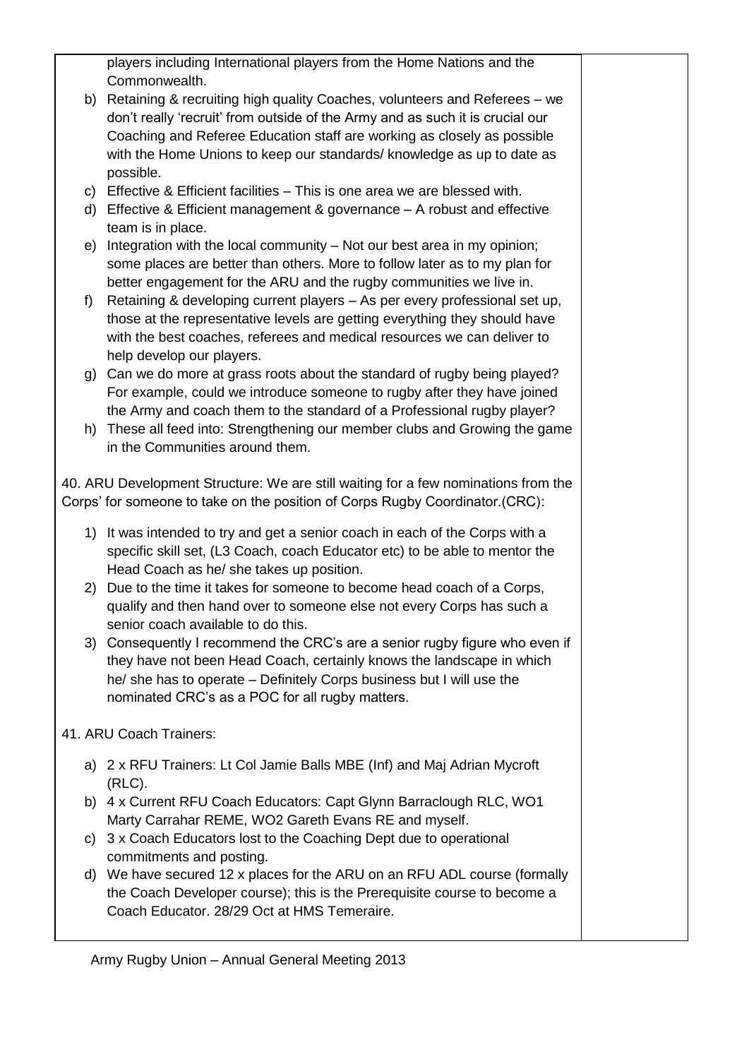players including International players from the Home Nations and the Commonwealth.

b) Retaining & recruiting high quality Coaches, volunteers and Referees – we don't really 'recruit' from outside of the Army and as such it is crucial our Coaching and Referee Education staff are working as closely as possible with the Home Unions to keep our standards/ knowledge as up to date as possible.

c) Effective & Efficient facilities – This is one area we are blessed with.

d) Effective & Efficient management & governance – A robust and effective team is in place.

e) Integration with the local community – Not our best area in my opinion; some places are better than others. More to follow later as to my plan for better engagement for the ARU and the rugby communities we live in.

f) Retaining & developing current players – As per every professional set up, those at the representative levels are getting everything they should have with the best coaches, referees and medical resources we can deliver to help develop our players.

g) Can we do more at grass roots about the standard of rugby being played? For example, could we introduce someone to rugby after they have joined the Army and coach them to the standard of a Professional rugby player?

h) These all feed into: Strengthening our member clubs and Growing the game in the Communities around them.

40. ARU Development Structure: We are still waiting for a few nominations from the Corps' for someone to take on the position of Corps Rugby Coordinator.(CRC):

1) It was intended to try and get a senior coach in each of the Corps with a specific skill set, (L3 Coach, coach Educator etc) to be able to mentor the Head Coach as he/ she takes up position.
2) Due to the time it takes for someone to become head coach of a Corps, qualify and then hand over to someone else not every Corps has such a senior coach available to do this.
3) Consequently I recommend the CRC's are a senior rugby figure who even if they have not been Head Coach, certainly knows the landscape in which he/ she has to operate – Definitely Corps business but I will use the nominated CRC's as a POC for all rugby matters.

41. ARU Coach Trainers:

a) 2 x RFU Trainers: Lt Col Jamie Balls MBE (Inf) and Maj Adrian Mycroft (RLC).

b) 4 x Current RFU Coach Educators: Capt Glynn Barraclough RLC, WO1 Marty Carrahar REME, WO2 Gareth Evans RE and myself.

c) 3 x Coach Educators lost to the Coaching Dept due to operational commitments and posting.

d) We have secured 12 x places for the ARU on an RFU ADL course (formally the Coach Developer course); this is the Prerequisite course to become a Coach Educator. 28/29 Oct at HMS Temeraire.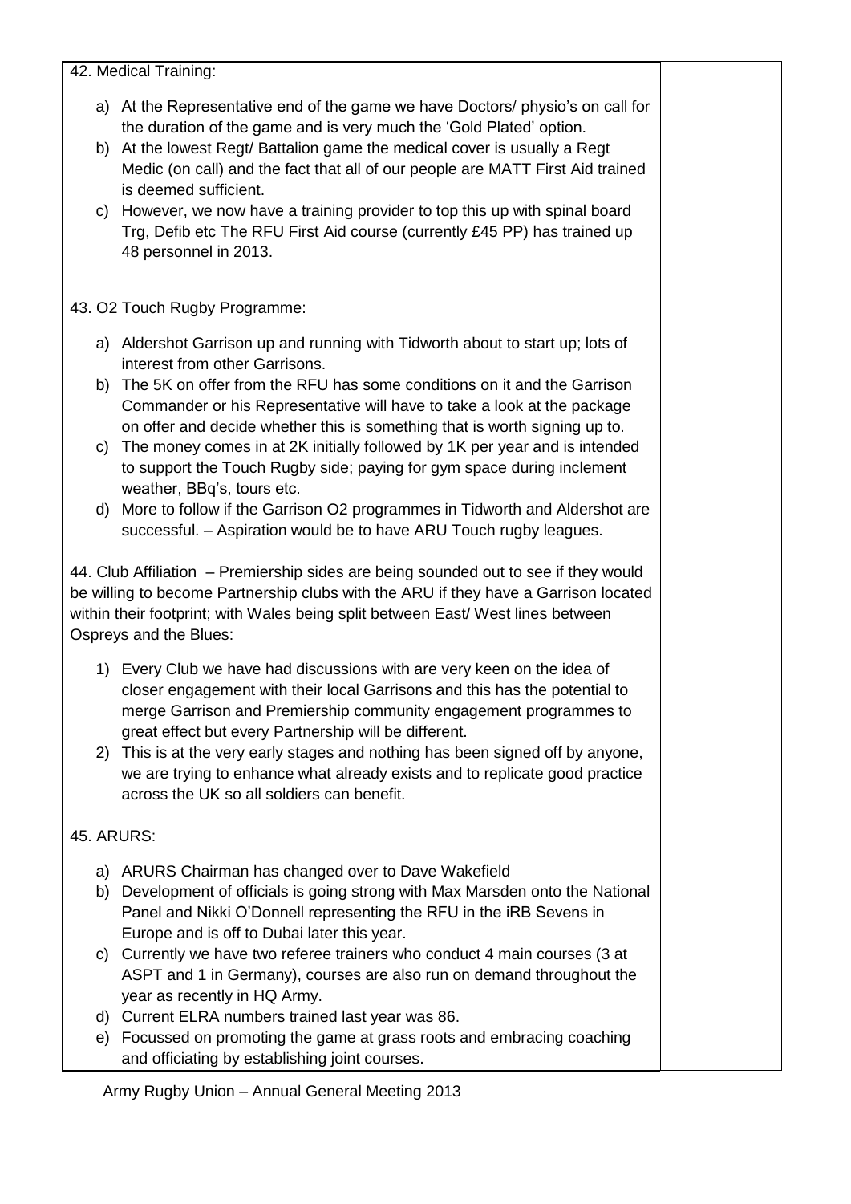42. Medical Training:

a) At the Representative end of the game we have Doctors/ physio's on call for the duration of the game and is very much the 'Gold Plated' option.
b) At the lowest Regt/ Battalion game the medical cover is usually a Regt Medic (on call) and the fact that all of our people are MATT First Aid trained is deemed sufficient.
c) However, we now have a training provider to top this up with spinal board Trg, Defib etc The RFU First Aid course (currently £45 PP) has trained up 48 personnel in 2013.

43. O2 Touch Rugby Programme:

a) Aldershot Garrison up and running with Tidworth about to start up; lots of interest from other Garrisons.
b) The 5K on offer from the RFU has some conditions on it and the Garrison Commander or his Representative will have to take a look at the package on offer and decide whether this is something that is worth signing up to.
c) The money comes in at 2K initially followed by 1K per year and is intended to support the Touch Rugby side; paying for gym space during inclement weather, BBq's, tours etc.
d) More to follow if the Garrison O2 programmes in Tidworth and Aldershot are successful. – Aspiration would be to have ARU Touch rugby leagues.

44. Club Affiliation – Premiership sides are being sounded out to see if they would be willing to become Partnership clubs with the ARU if they have a Garrison located within their footprint; with Wales being split between East/ West lines between Ospreys and the Blues:

1) Every Club we have had discussions with are very keen on the idea of closer engagement with their local Garrisons and this has the potential to merge Garrison and Premiership community engagement programmes to great effect but every Partnership will be different.
2) This is at the very early stages and nothing has been signed off by anyone, we are trying to enhance what already exists and to replicate good practice across the UK so all soldiers can benefit.

45. ARURS:

a) ARURS Chairman has changed over to Dave Wakefield
b) Development of officials is going strong with Max Marsden onto the National Panel and Nikki O'Donnell representing the RFU in the iRB Sevens in Europe and is off to Dubai later this year.
c) Currently we have two referee trainers who conduct 4 main courses (3 at ASPT and 1 in Germany), courses are also run on demand throughout the year as recently in HQ Army.
d) Current ELRA numbers trained last year was 86.
e) Focussed on promoting the game at grass roots and embracing coaching and officiating by establishing joint courses.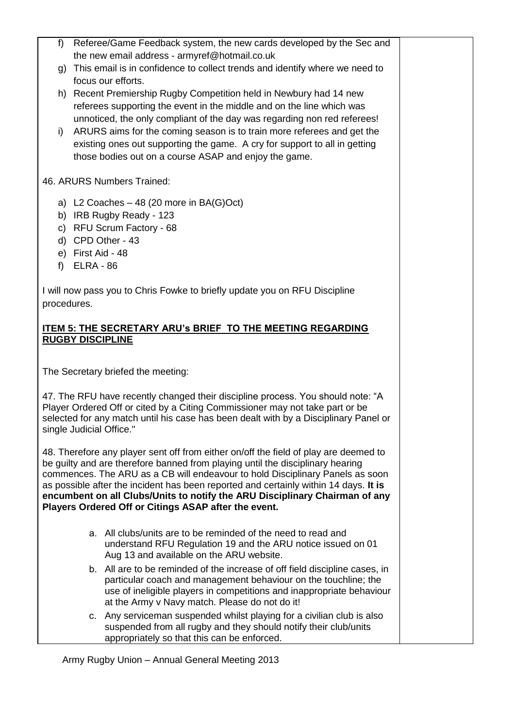f) Referee/Game Feedback system, the new cards developed by the Sec and the new email address - armyref@hotmail.co.uk

g) This email is in confidence to collect trends and identify where we need to focus our efforts.

h) Recent Premiership Rugby Competition held in Newbury had 14 new referees supporting the event in the middle and on the line which was unnoticed, the only compliant of the day was regarding non red referees!

i) ARURS aims for the coming season is to train more referees and get the existing ones out supporting the game. A cry for support to all in getting those bodies out on a course ASAP and enjoy the game.

46. ARURS Numbers Trained:

a) L2 Coaches – 48 (20 more in BA(G)Oct)
b) IRB Rugby Ready - 123
c) RFU Scrum Factory - 68
d) CPD Other - 43
e) First Aid - 48
f) ELRA - 86

I will now pass you to Chris Fowke to briefly update you on RFU Discipline procedures.

## ITEM 5: THE SECRETARY ARU's BRIEF TO THE MEETING REGARDING RUGBY DISCIPLINE

The Secretary briefed the meeting:

47. The RFU have recently changed their discipline process. You should note: "A Player Ordered Off or cited by a Citing Commissioner may not take part or be selected for any match until his case has been dealt with by a Disciplinary Panel or single Judicial Office."

48. Therefore any player sent off from either on/off the field of play are deemed to be guilty and are therefore banned from playing until the disciplinary hearing commences. The ARU as a CB will endeavour to hold Disciplinary Panels as soon as possible after the incident has been reported and certainly within 14 days. **It is encumbent on all Clubs/Units to notify the ARU Disciplinary Chairman of any Players Ordered Off or Citings ASAP after the event.**

a. All clubs/units are to be reminded of the need to read and understand RFU Regulation 19 and the ARU notice issued on 01 Aug 13 and available on the ARU website.

b. All are to be reminded of the increase of off field discipline cases, in particular coach and management behaviour on the touchline; the use of ineligible players in competitions and inappropriate behaviour at the Army v Navy match. Please do not do it!

c. Any serviceman suspended whilst playing for a civilian club is also suspended from all rugby and they should notify their club/units appropriately so that this can be enforced.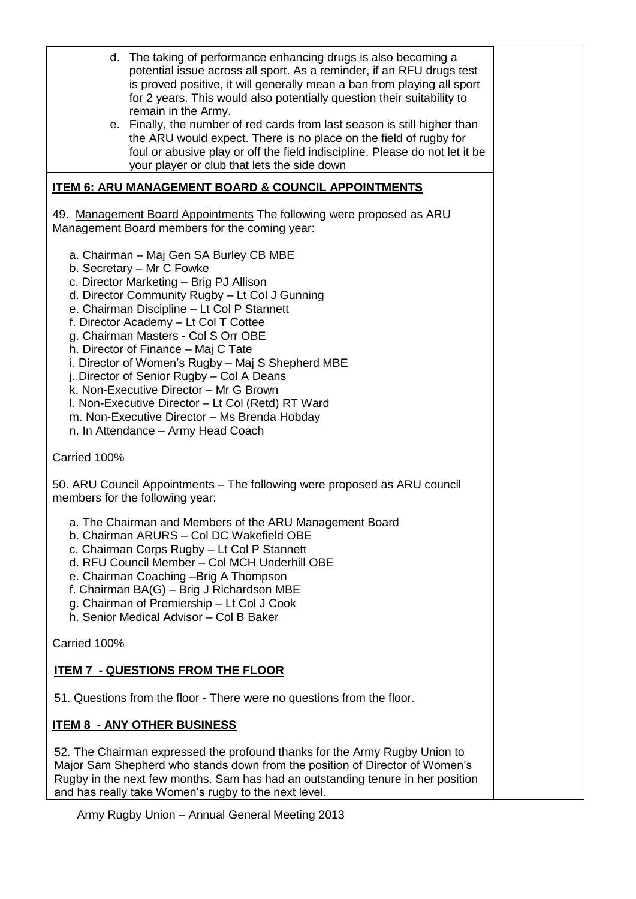d. The taking of performance enhancing drugs is also becoming a potential issue across all sport. As a reminder, if an RFU drugs test is proved positive, it will generally mean a ban from playing all sport for 2 years. This would also potentially question their suitability to remain in the Army.

e. Finally, the number of red cards from last season is still higher than the ARU would expect. There is no place on the field of rugby for foul or abusive play or off the field indiscipline. Please do not let it be your player or club that lets the side down

## ITEM 6: ARU MANAGEMENT BOARD & COUNCIL APPOINTMENTS

49. Management Board Appointments The following were proposed as ARU Management Board members for the coming year:

a. Chairman – Maj Gen SA Burley CB MBE
b. Secretary – Mr C Fowke
c. Director Marketing – Brig PJ Allison
d. Director Community Rugby – Lt Col J Gunning
e. Chairman Discipline – Lt Col P Stannett
f. Director Academy – Lt Col T Cottee
g. Chairman Masters - Col S Orr OBE
h. Director of Finance – Maj C Tate
i. Director of Women's Rugby – Maj S Shepherd MBE
j. Director of Senior Rugby – Col A Deans
k. Non-Executive Director – Mr G Brown
l. Non-Executive Director – Lt Col (Retd) RT Ward
m. Non-Executive Director – Ms Brenda Hobday
n. In Attendance – Army Head Coach

Carried 100%

50. ARU Council Appointments – The following were proposed as ARU council members for the following year:

a. The Chairman and Members of the ARU Management Board
b. Chairman ARURS – Col DC Wakefield OBE
c. Chairman Corps Rugby – Lt Col P Stannett
d. RFU Council Member – Col MCH Underhill OBE
e. Chairman Coaching –Brig A Thompson
f. Chairman BA(G) – Brig J Richardson MBE
g. Chairman of Premiership – Lt Col J Cook
h. Senior Medical Advisor – Col B Baker

Carried 100%

## ITEM 7 - QUESTIONS FROM THE FLOOR

51. Questions from the floor - There were no questions from the floor.

## ITEM 8 - ANY OTHER BUSINESS

52. The Chairman expressed the profound thanks for the Army Rugby Union to Major Sam Shepherd who stands down from the position of Director of Women's Rugby in the next few months. Sam has had an outstanding tenure in her position and has really take Women's rugby to the next level.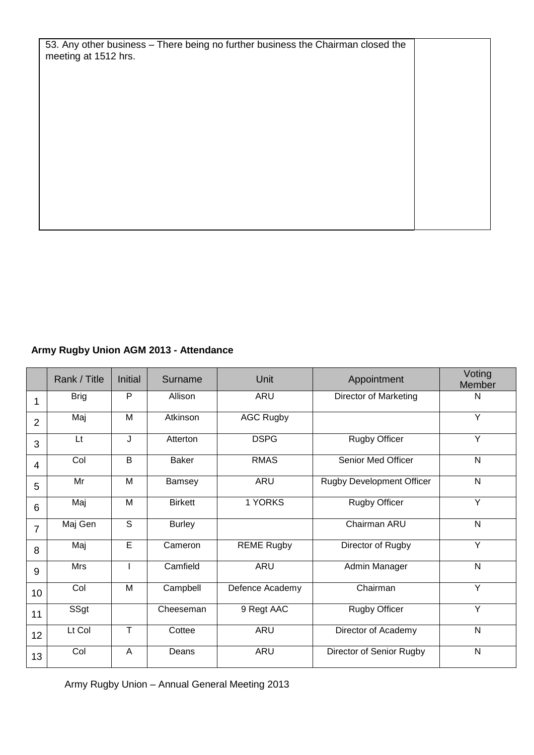| 53. Any other business – There being no further business the Chairman closed the meeting at 1512 hrs. | |
|---|---|

**Army Rugby Union AGM 2013 - Attendance**

| | Rank / Title | Initial | Surname | Unit | Appointment | Voting Member |
|---|---|---|---|---|---|---|
| 1 | Brig | P | Allison | ARU | Director of Marketing | N |
| 2 | Maj | M | Atkinson | AGC Rugby | | Y |
| 3 | Lt | J | Atterton | DSPG | Rugby Officer | Y |
| 4 | Col | B | Baker | RMAS | Senior Med Officer | N |
| 5 | Mr | M | Bamsey | ARU | Rugby Development Officer | N |
| 6 | Maj | M | Birkett | 1 YORKS | Rugby Officer | Y |
| 7 | Maj Gen | S | Burley | | Chairman ARU | N |
| 8 | Maj | E | Cameron | REME Rugby | Director of Rugby | Y |
| 9 | Mrs | I | Camfield | ARU | Admin Manager | N |
| 10 | Col | M | Campbell | Defence Academy | Chairman | Y |
| 11 | SSgt | | Cheeseman | 9 Regt AAC | Rugby Officer | Y |
| 12 | Lt Col | T | Cottee | ARU | Director of Academy | N |
| 13 | Col | A | Deans | ARU | Director of Senior Rugby | N |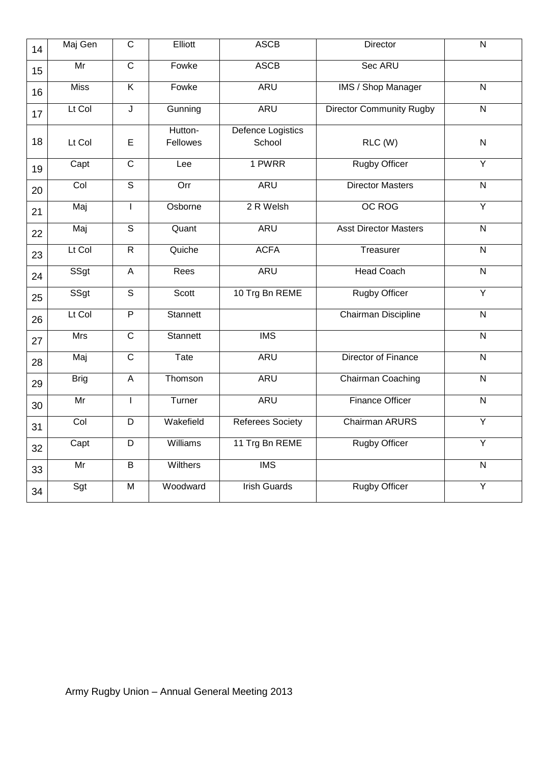| | | | | | | |
|---|---|---|---|---|---|---|
| 14 | Maj Gen | C | Elliott | ASCB | Director | N |
| 15 | Mr | C | Fowke | ASCB | Sec ARU | |
| 16 | Miss | K | Fowke | ARU | IMS / Shop Manager | N |
| 17 | Lt Col | J | Gunning | ARU | Director Community Rugby | N |
| 18 | Lt Col | E | Hutton-Fellowes | Defence Logistics School | RLC (W) | N |
| 19 | Capt | C | Lee | 1 PWRR | Rugby Officer | Y |
| 20 | Col | S | Orr | ARU | Director Masters | N |
| 21 | Maj | I | Osborne | 2 R Welsh | OC ROG | Y |
| 22 | Maj | S | Quant | ARU | Asst Director Masters | N |
| 23 | Lt Col | R | Quiche | ACFA | Treasurer | N |
| 24 | SSgt | A | Rees | ARU | Head Coach | N |
| 25 | SSgt | S | Scott | 10 Trg Bn REME | Rugby Officer | Y |
| 26 | Lt Col | P | Stannett | | Chairman Discipline | N |
| 27 | Mrs | C | Stannett | IMS | | N |
| 28 | Maj | C | Tate | ARU | Director of Finance | N |
| 29 | Brig | A | Thomson | ARU | Chairman Coaching | N |
| 30 | Mr | I | Turner | ARU | Finance Officer | N |
| 31 | Col | D | Wakefield | Referees Society | Chairman ARURS | Y |
| 32 | Capt | D | Williams | 11 Trg Bn REME | Rugby Officer | Y |
| 33 | Mr | B | Wilthers | IMS | | N |
| 34 | Sgt | M | Woodward | Irish Guards | Rugby Officer | Y |